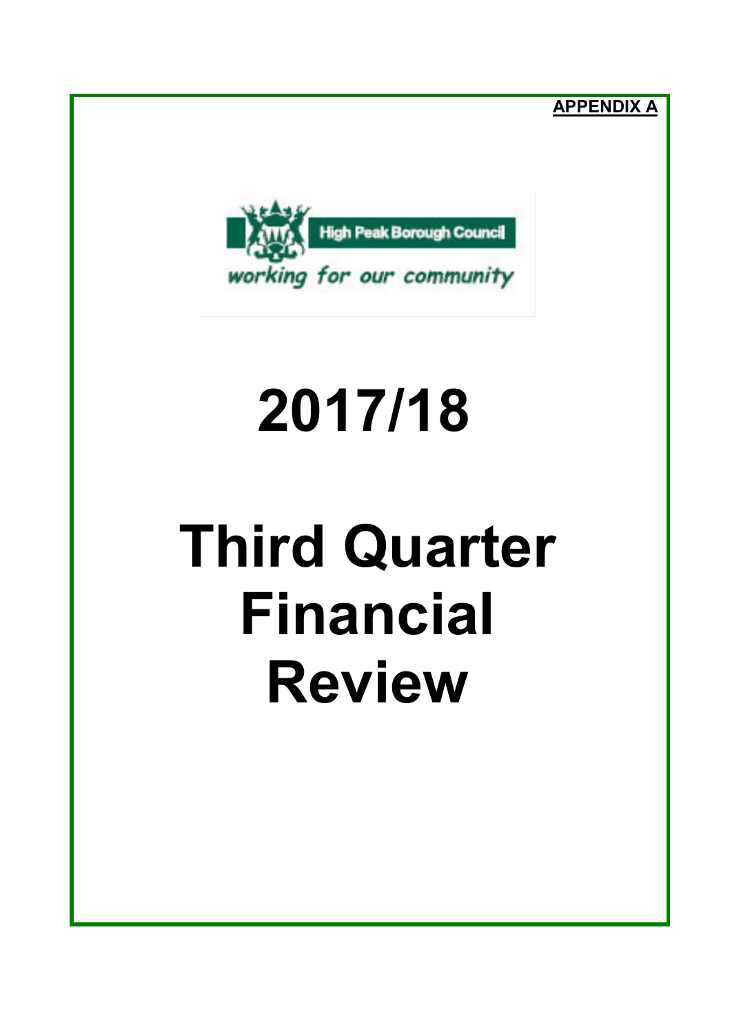**APPENDIX A**

High Peak Borough Council

*working for our community*

# 2017/18

# Third Quarter Financial Review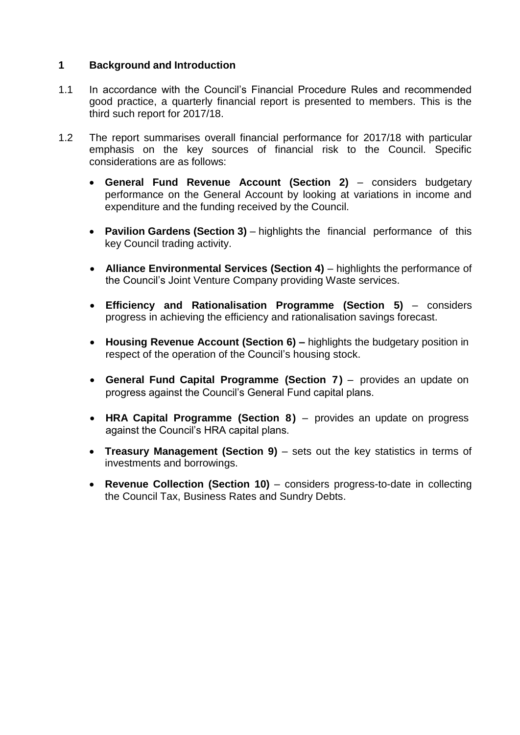## 1 Background and Introduction

1.1 In accordance with the Council's Financial Procedure Rules and recommended good practice, a quarterly financial report is presented to members. This is the third such report for 2017/18.

1.2 The report summarises overall financial performance for 2017/18 with particular emphasis on the key sources of financial risk to the Council. Specific considerations are as follows:

- **General Fund Revenue Account (Section 2)** – considers budgetary performance on the General Account by looking at variations in income and expenditure and the funding received by the Council.
- **Pavilion Gardens (Section 3)** – highlights the financial performance of this key Council trading activity.
- **Alliance Environmental Services (Section 4)** – highlights the performance of the Council's Joint Venture Company providing Waste services.
- **Efficiency and Rationalisation Programme (Section 5)** – considers progress in achieving the efficiency and rationalisation savings forecast.
- **Housing Revenue Account (Section 6) –** highlights the budgetary position in respect of the operation of the Council's housing stock.
- **General Fund Capital Programme (Section 7)** – provides an update on progress against the Council's General Fund capital plans.
- **HRA Capital Programme (Section 8)** – provides an update on progress against the Council's HRA capital plans.
- **Treasury Management (Section 9)** – sets out the key statistics in terms of investments and borrowings.
- **Revenue Collection (Section 10)** – considers progress-to-date in collecting the Council Tax, Business Rates and Sundry Debts.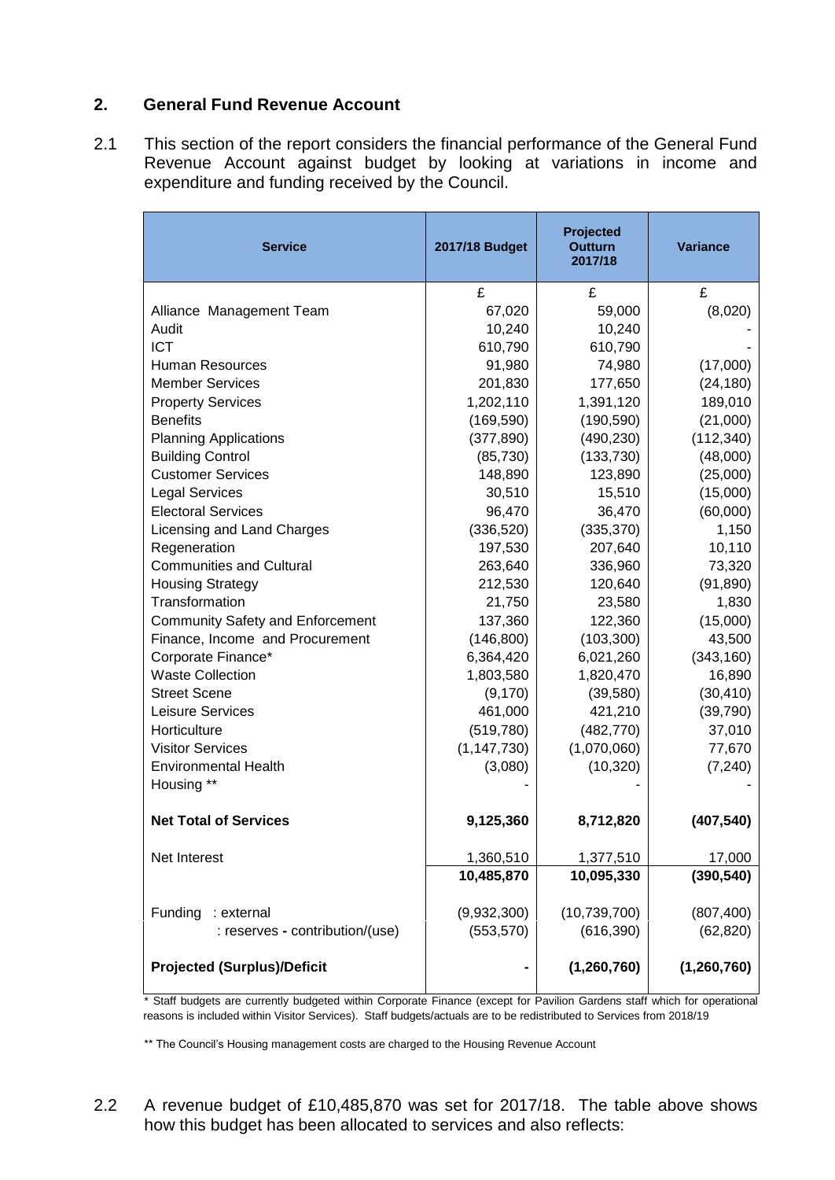## 2. General Fund Revenue Account

2.1 This section of the report considers the financial performance of the General Fund Revenue Account against budget by looking at variations in income and expenditure and funding received by the Council.

| Service | 2017/18 Budget | Projected Outturn 2017/18 | Variance |
|---|---|---|---|
| | £ | £ | £ |
| Alliance Management Team | 67,020 | 59,000 | (8,020) |
| Audit | 10,240 | 10,240 | - |
| ICT | 610,790 | 610,790 | - |
| Human Resources | 91,980 | 74,980 | (17,000) |
| Member Services | 201,830 | 177,650 | (24,180) |
| Property Services | 1,202,110 | 1,391,120 | 189,010 |
| Benefits | (169,590) | (190,590) | (21,000) |
| Planning Applications | (377,890) | (490,230) | (112,340) |
| Building Control | (85,730) | (133,730) | (48,000) |
| Customer Services | 148,890 | 123,890 | (25,000) |
| Legal Services | 30,510 | 15,510 | (15,000) |
| Electoral Services | 96,470 | 36,470 | (60,000) |
| Licensing and Land Charges | (336,520) | (335,370) | 1,150 |
| Regeneration | 197,530 | 207,640 | 10,110 |
| Communities and Cultural | 263,640 | 336,960 | 73,320 |
| Housing Strategy | 212,530 | 120,640 | (91,890) |
| Transformation | 21,750 | 23,580 | 1,830 |
| Community Safety and Enforcement | 137,360 | 122,360 | (15,000) |
| Finance, Income and Procurement | (146,800) | (103,300) | 43,500 |
| Corporate Finance* | 6,364,420 | 6,021,260 | (343,160) |
| Waste Collection | 1,803,580 | 1,820,470 | 16,890 |
| Street Scene | (9,170) | (39,580) | (30,410) |
| Leisure Services | 461,000 | 421,210 | (39,790) |
| Horticulture | (519,780) | (482,770) | 37,010 |
| Visitor Services | (1,147,730) | (1,070,060) | 77,670 |
| Environmental Health | (3,080) | (10,320) | (7,240) |
| Housing ** | - | - | - |
| **Net Total of Services** | **9,125,360** | **8,712,820** | **(407,540)** |
| Net Interest | 1,360,510 | 1,377,510 | 17,000 |
| | **10,485,870** | **10,095,330** | **(390,540)** |
| Funding : external | (9,932,300) | (10,739,700) | (807,400) |
| : reserves - contribution/(use) | (553,570) | (616,390) | (62,820) |
| **Projected (Surplus)/Deficit** | **-** | **(1,260,760)** | **(1,260,760)** |

\* Staff budgets are currently budgeted within Corporate Finance (except for Pavilion Gardens staff which for operational reasons is included within Visitor Services). Staff budgets/actuals are to be redistributed to Services from 2018/19

\*\* The Council's Housing management costs are charged to the Housing Revenue Account

2.2 A revenue budget of £10,485,870 was set for 2017/18. The table above shows how this budget has been allocated to services and also reflects: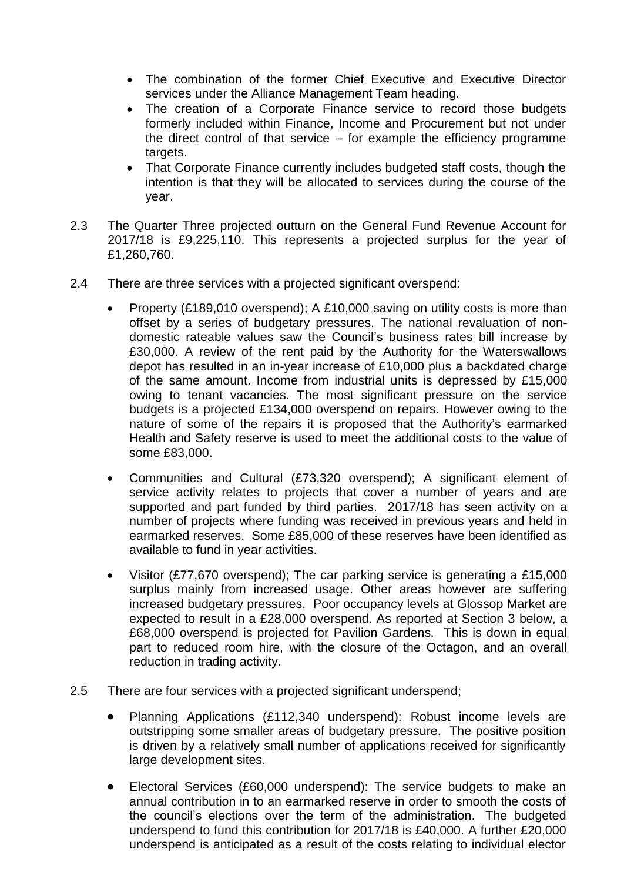- The combination of the former Chief Executive and Executive Director services under the Alliance Management Team heading.
- The creation of a Corporate Finance service to record those budgets formerly included within Finance, Income and Procurement but not under the direct control of that service – for example the efficiency programme targets.
- That Corporate Finance currently includes budgeted staff costs, though the intention is that they will be allocated to services during the course of the year.

2.3 The Quarter Three projected outturn on the General Fund Revenue Account for 2017/18 is £9,225,110. This represents a projected surplus for the year of £1,260,760.

2.4 There are three services with a projected significant overspend:

- Property (£189,010 overspend); A £10,000 saving on utility costs is more than offset by a series of budgetary pressures. The national revaluation of non-domestic rateable values saw the Council's business rates bill increase by £30,000. A review of the rent paid by the Authority for the Waterswallows depot has resulted in an in-year increase of £10,000 plus a backdated charge of the same amount. Income from industrial units is depressed by £15,000 owing to tenant vacancies. The most significant pressure on the service budgets is a projected £134,000 overspend on repairs. However owing to the nature of some of the repairs it is proposed that the Authority's earmarked Health and Safety reserve is used to meet the additional costs to the value of some £83,000.

- Communities and Cultural (£73,320 overspend); A significant element of service activity relates to projects that cover a number of years and are supported and part funded by third parties. 2017/18 has seen activity on a number of projects where funding was received in previous years and held in earmarked reserves. Some £85,000 of these reserves have been identified as available to fund in year activities.

- Visitor (£77,670 overspend); The car parking service is generating a £15,000 surplus mainly from increased usage. Other areas however are suffering increased budgetary pressures. Poor occupancy levels at Glossop Market are expected to result in a £28,000 overspend. As reported at Section 3 below, a £68,000 overspend is projected for Pavilion Gardens. This is down in equal part to reduced room hire, with the closure of the Octagon, and an overall reduction in trading activity.

2.5 There are four services with a projected significant underspend;

- Planning Applications (£112,340 underspend): Robust income levels are outstripping some smaller areas of budgetary pressure. The positive position is driven by a relatively small number of applications received for significantly large development sites.

- Electoral Services (£60,000 underspend): The service budgets to make an annual contribution in to an earmarked reserve in order to smooth the costs of the council's elections over the term of the administration. The budgeted underspend to fund this contribution for 2017/18 is £40,000. A further £20,000 underspend is anticipated as a result of the costs relating to individual elector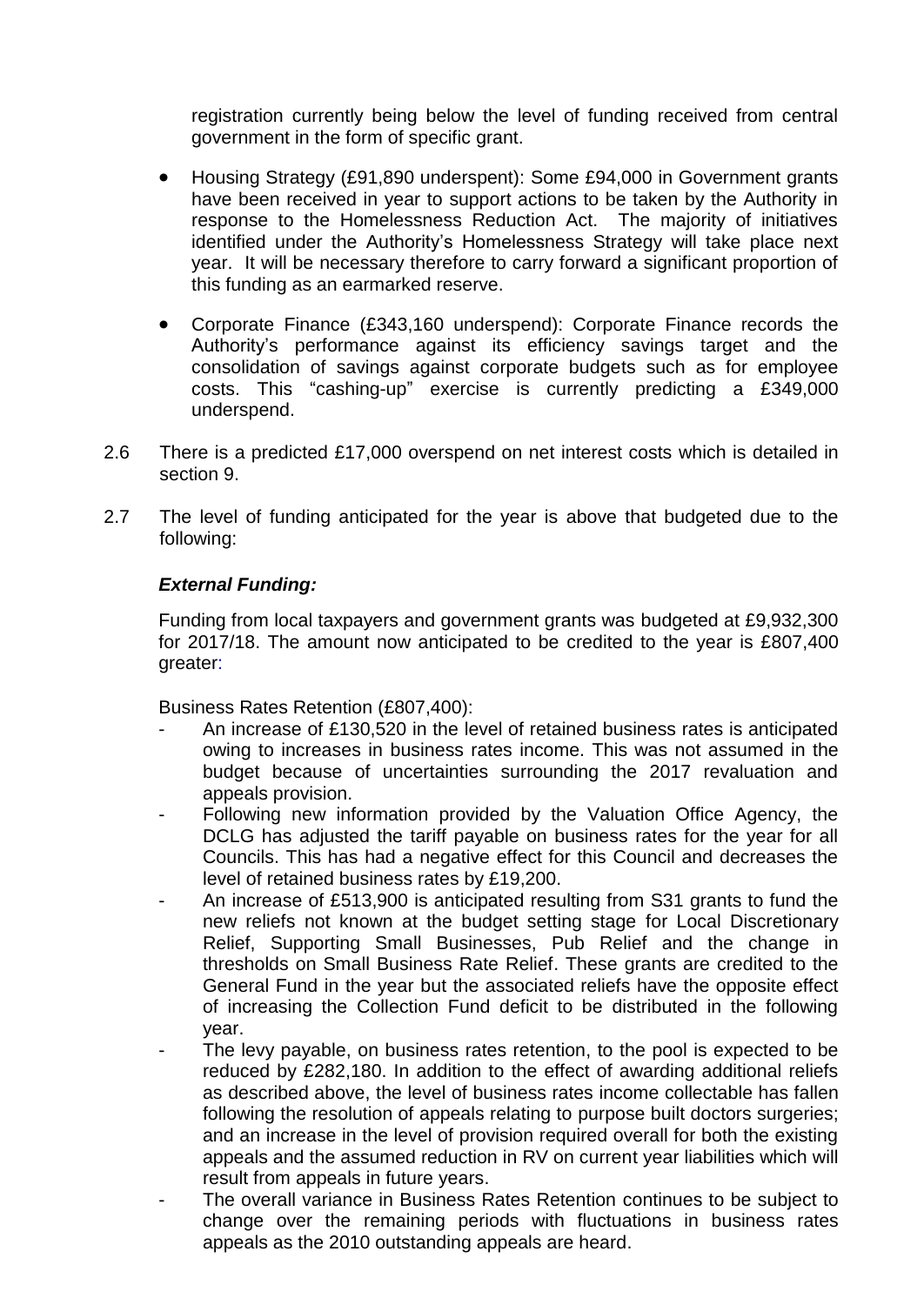registration currently being below the level of funding received from central government in the form of specific grant.

- Housing Strategy (£91,890 underspent): Some £94,000 in Government grants have been received in year to support actions to be taken by the Authority in response to the Homelessness Reduction Act. The majority of initiatives identified under the Authority's Homelessness Strategy will take place next year. It will be necessary therefore to carry forward a significant proportion of this funding as an earmarked reserve.

- Corporate Finance (£343,160 underspend): Corporate Finance records the Authority's performance against its efficiency savings target and the consolidation of savings against corporate budgets such as for employee costs. This "cashing-up" exercise is currently predicting a £349,000 underspend.

2.6 There is a predicted £17,000 overspend on net interest costs which is detailed in section 9.

2.7 The level of funding anticipated for the year is above that budgeted due to the following:

***External Funding:***

Funding from local taxpayers and government grants was budgeted at £9,932,300 for 2017/18. The amount now anticipated to be credited to the year is £807,400 greater:

Business Rates Retention (£807,400):

- An increase of £130,520 in the level of retained business rates is anticipated owing to increases in business rates income. This was not assumed in the budget because of uncertainties surrounding the 2017 revaluation and appeals provision.
- Following new information provided by the Valuation Office Agency, the DCLG has adjusted the tariff payable on business rates for the year for all Councils. This has had a negative effect for this Council and decreases the level of retained business rates by £19,200.
- An increase of £513,900 is anticipated resulting from S31 grants to fund the new reliefs not known at the budget setting stage for Local Discretionary Relief, Supporting Small Businesses, Pub Relief and the change in thresholds on Small Business Rate Relief. These grants are credited to the General Fund in the year but the associated reliefs have the opposite effect of increasing the Collection Fund deficit to be distributed in the following year.
- The levy payable, on business rates retention, to the pool is expected to be reduced by £282,180. In addition to the effect of awarding additional reliefs as described above, the level of business rates income collectable has fallen following the resolution of appeals relating to purpose built doctors surgeries; and an increase in the level of provision required overall for both the existing appeals and the assumed reduction in RV on current year liabilities which will result from appeals in future years.
- The overall variance in Business Rates Retention continues to be subject to change over the remaining periods with fluctuations in business rates appeals as the 2010 outstanding appeals are heard.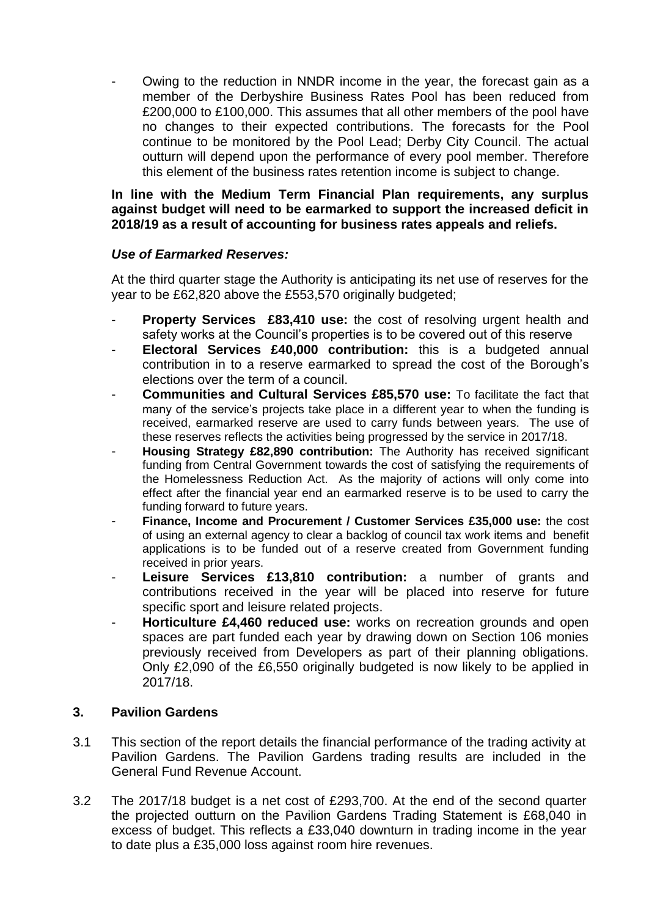- Owing to the reduction in NNDR income in the year, the forecast gain as a member of the Derbyshire Business Rates Pool has been reduced from £200,000 to £100,000. This assumes that all other members of the pool have no changes to their expected contributions. The forecasts for the Pool continue to be monitored by the Pool Lead; Derby City Council. The actual outturn will depend upon the performance of every pool member. Therefore this element of the business rates retention income is subject to change.

**In line with the Medium Term Financial Plan requirements, any surplus against budget will need to be earmarked to support the increased deficit in 2018/19 as a result of accounting for business rates appeals and reliefs.**

***Use of Earmarked Reserves:***

At the third quarter stage the Authority is anticipating its net use of reserves for the year to be £62,820 above the £553,570 originally budgeted;

- **Property Services £83,410 use:** the cost of resolving urgent health and safety works at the Council's properties is to be covered out of this reserve
- **Electoral Services £40,000 contribution:** this is a budgeted annual contribution in to a reserve earmarked to spread the cost of the Borough's elections over the term of a council.
- **Communities and Cultural Services £85,570 use:** To facilitate the fact that many of the service's projects take place in a different year to when the funding is received, earmarked reserve are used to carry funds between years. The use of these reserves reflects the activities being progressed by the service in 2017/18.
- **Housing Strategy £82,890 contribution:** The Authority has received significant funding from Central Government towards the cost of satisfying the requirements of the Homelessness Reduction Act. As the majority of actions will only come into effect after the financial year end an earmarked reserve is to be used to carry the funding forward to future years.
- **Finance, Income and Procurement / Customer Services £35,000 use:** the cost of using an external agency to clear a backlog of council tax work items and benefit applications is to be funded out of a reserve created from Government funding received in prior years.
- **Leisure Services £13,810 contribution:** a number of grants and contributions received in the year will be placed into reserve for future specific sport and leisure related projects.
- **Horticulture £4,460 reduced use:** works on recreation grounds and open spaces are part funded each year by drawing down on Section 106 monies previously received from Developers as part of their planning obligations. Only £2,090 of the £6,550 originally budgeted is now likely to be applied in 2017/18.

## 3. Pavilion Gardens

3.1 This section of the report details the financial performance of the trading activity at Pavilion Gardens. The Pavilion Gardens trading results are included in the General Fund Revenue Account.

3.2 The 2017/18 budget is a net cost of £293,700. At the end of the second quarter the projected outturn on the Pavilion Gardens Trading Statement is £68,040 in excess of budget. This reflects a £33,040 downturn in trading income in the year to date plus a £35,000 loss against room hire revenues.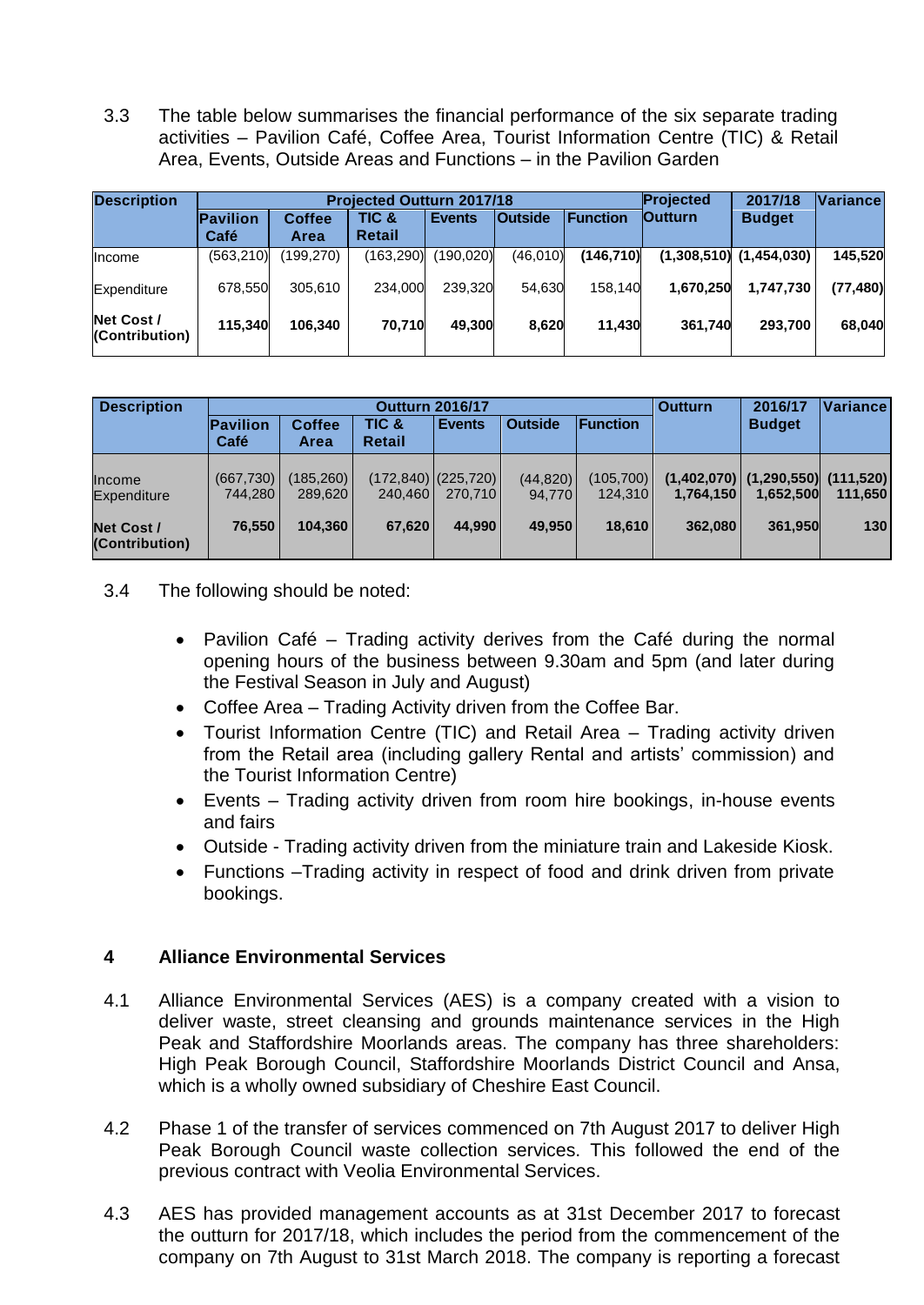3.3 The table below summarises the financial performance of the six separate trading activities – Pavilion Café, Coffee Area, Tourist Information Centre (TIC) & Retail Area, Events, Outside Areas and Functions – in the Pavilion Garden

| Description | Projected Outturn 2017/18 | | | | | | Projected Outturn | 2017/18 Budget | Variance |
|---|---|---|---|---|---|---|---|---|---|
| | Pavilion Café | Coffee Area | TIC & Retail | Events | Outside | Function | | | |
| Income | (563,210) | (199,270) | (163,290) | (190,020) | (46,010) | **(146,710)** | **(1,308,510)** | **(1,454,030)** | **145,520** |
| Expenditure | 678,550 | 305,610 | 234,000 | 239,320 | 54,630 | 158,140 | **1,670,250** | **1,747,730** | **(77,480)** |
| **Net Cost / (Contribution)** | **115,340** | **106,340** | **70,710** | **49,300** | **8,620** | **11,430** | **361,740** | **293,700** | **68,040** |

| Description | Outturn 2016/17 | | | | | | Outturn | 2016/17 Budget | Variance |
|---|---|---|---|---|---|---|---|---|---|
| | Pavilion Café | Coffee Area | TIC & Retail | Events | Outside | Function | | | |
| Income | (667,730) | (185,260) | (172,840) | (225,720) | (44,820) | (105,700) | **(1,402,070)** | **(1,290,550)** | **(111,520)** |
| Expenditure | 744,280 | 289,620 | 240,460 | 270,710 | 94,770 | 124,310 | **1,764,150** | **1,652,500** | **111,650** |
| **Net Cost / (Contribution)** | **76,550** | **104,360** | **67,620** | **44,990** | **49,950** | **18,610** | **362,080** | **361,950** | **130** |

3.4 The following should be noted:

- Pavilion Café – Trading activity derives from the Café during the normal opening hours of the business between 9.30am and 5pm (and later during the Festival Season in July and August)
- Coffee Area – Trading Activity driven from the Coffee Bar.
- Tourist Information Centre (TIC) and Retail Area – Trading activity driven from the Retail area (including gallery Rental and artists' commission) and the Tourist Information Centre)
- Events – Trading activity driven from room hire bookings, in-house events and fairs
- Outside - Trading activity driven from the miniature train and Lakeside Kiosk.
- Functions –Trading activity in respect of food and drink driven from private bookings.

## 4 Alliance Environmental Services

4.1 Alliance Environmental Services (AES) is a company created with a vision to deliver waste, street cleansing and grounds maintenance services in the High Peak and Staffordshire Moorlands areas. The company has three shareholders: High Peak Borough Council, Staffordshire Moorlands District Council and Ansa, which is a wholly owned subsidiary of Cheshire East Council.

4.2 Phase 1 of the transfer of services commenced on 7th August 2017 to deliver High Peak Borough Council waste collection services. This followed the end of the previous contract with Veolia Environmental Services.

4.3 AES has provided management accounts as at 31st December 2017 to forecast the outturn for 2017/18, which includes the period from the commencement of the company on 7th August to 31st March 2018. The company is reporting a forecast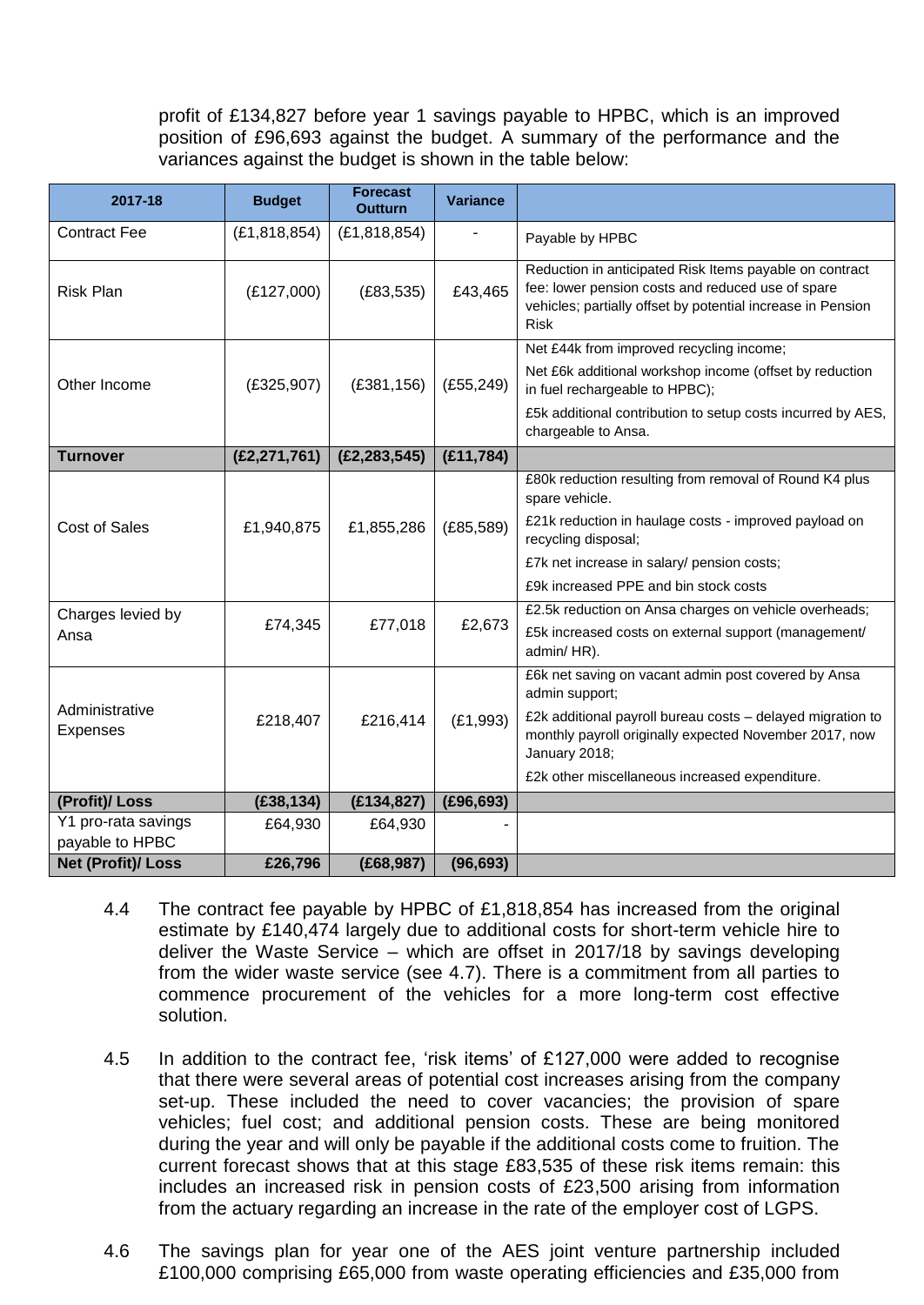profit of £134,827 before year 1 savings payable to HPBC, which is an improved position of £96,693 against the budget. A summary of the performance and the variances against the budget is shown in the table below:

| 2017-18 | Budget | Forecast Outturn | Variance | |
|---|---|---|---|---|
| Contract Fee | (£1,818,854) | (£1,818,854) | - | Payable by HPBC |
| Risk Plan | (£127,000) | (£83,535) | £43,465 | Reduction in anticipated Risk Items payable on contract fee: lower pension costs and reduced use of spare vehicles; partially offset by potential increase in Pension Risk |
| Other Income | (£325,907) | (£381,156) | (£55,249) | Net £44k from improved recycling income; Net £6k additional workshop income (offset by reduction in fuel rechargeable to HPBC); £5k additional contribution to setup costs incurred by AES, chargeable to Ansa. |
| **Turnover** | **(£2,271,761)** | **(£2,283,545)** | **(£11,784)** | |
| Cost of Sales | £1,940,875 | £1,855,286 | (£85,589) | £80k reduction resulting from removal of Round K4 plus spare vehicle. £21k reduction in haulage costs - improved payload on recycling disposal; £7k net increase in salary/ pension costs; £9k increased PPE and bin stock costs |
| Charges levied by Ansa | £74,345 | £77,018 | £2,673 | £2.5k reduction on Ansa charges on vehicle overheads; £5k increased costs on external support (management/ admin/ HR). |
| Administrative Expenses | £218,407 | £216,414 | (£1,993) | £6k net saving on vacant admin post covered by Ansa admin support; £2k additional payroll bureau costs – delayed migration to monthly payroll originally expected November 2017, now January 2018; £2k other miscellaneous increased expenditure. |
| **(Profit)/ Loss** | **(£38,134)** | **(£134,827)** | **(£96,693)** | |
| Y1 pro-rata savings payable to HPBC | £64,930 | £64,930 | - | |
| **Net (Profit)/ Loss** | **£26,796** | **(£68,987)** | **(96,693)** | |

4.4 The contract fee payable by HPBC of £1,818,854 has increased from the original estimate by £140,474 largely due to additional costs for short-term vehicle hire to deliver the Waste Service – which are offset in 2017/18 by savings developing from the wider waste service (see 4.7). There is a commitment from all parties to commence procurement of the vehicles for a more long-term cost effective solution.

4.5 In addition to the contract fee, 'risk items' of £127,000 were added to recognise that there were several areas of potential cost increases arising from the company set-up. These included the need to cover vacancies; the provision of spare vehicles; fuel cost; and additional pension costs. These are being monitored during the year and will only be payable if the additional costs come to fruition. The current forecast shows that at this stage £83,535 of these risk items remain: this includes an increased risk in pension costs of £23,500 arising from information from the actuary regarding an increase in the rate of the employer cost of LGPS.

4.6 The savings plan for year one of the AES joint venture partnership included £100,000 comprising £65,000 from waste operating efficiencies and £35,000 from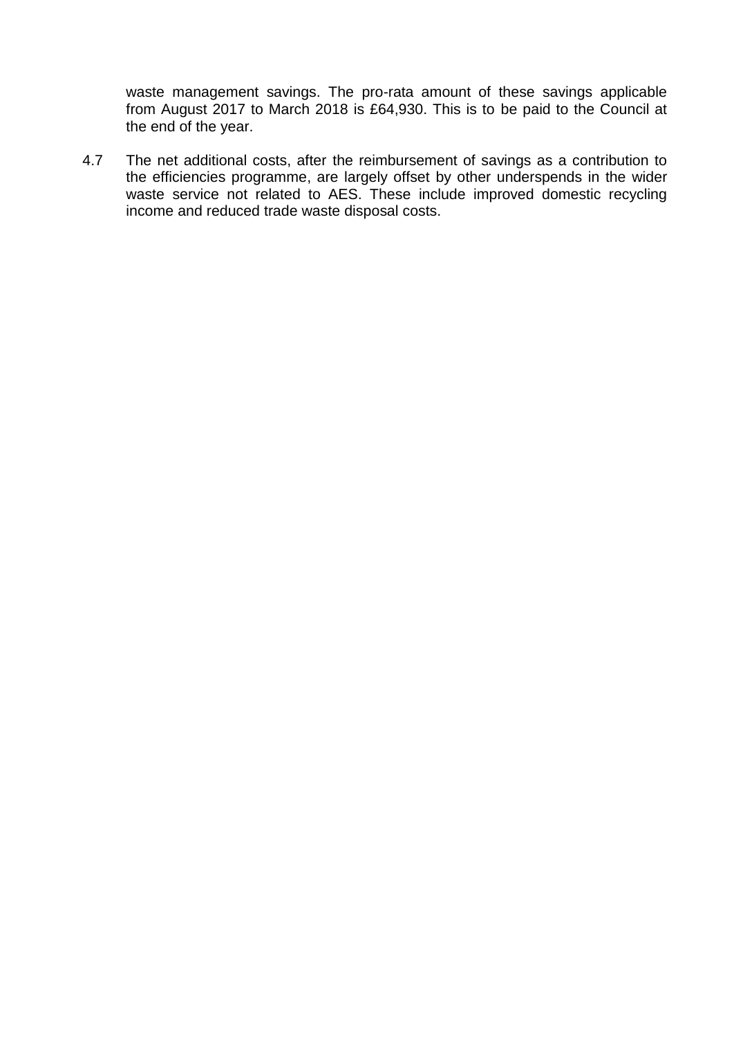waste management savings. The pro-rata amount of these savings applicable from August 2017 to March 2018 is £64,930. This is to be paid to the Council at the end of the year.

4.7 The net additional costs, after the reimbursement of savings as a contribution to the efficiencies programme, are largely offset by other underspends in the wider waste service not related to AES. These include improved domestic recycling income and reduced trade waste disposal costs.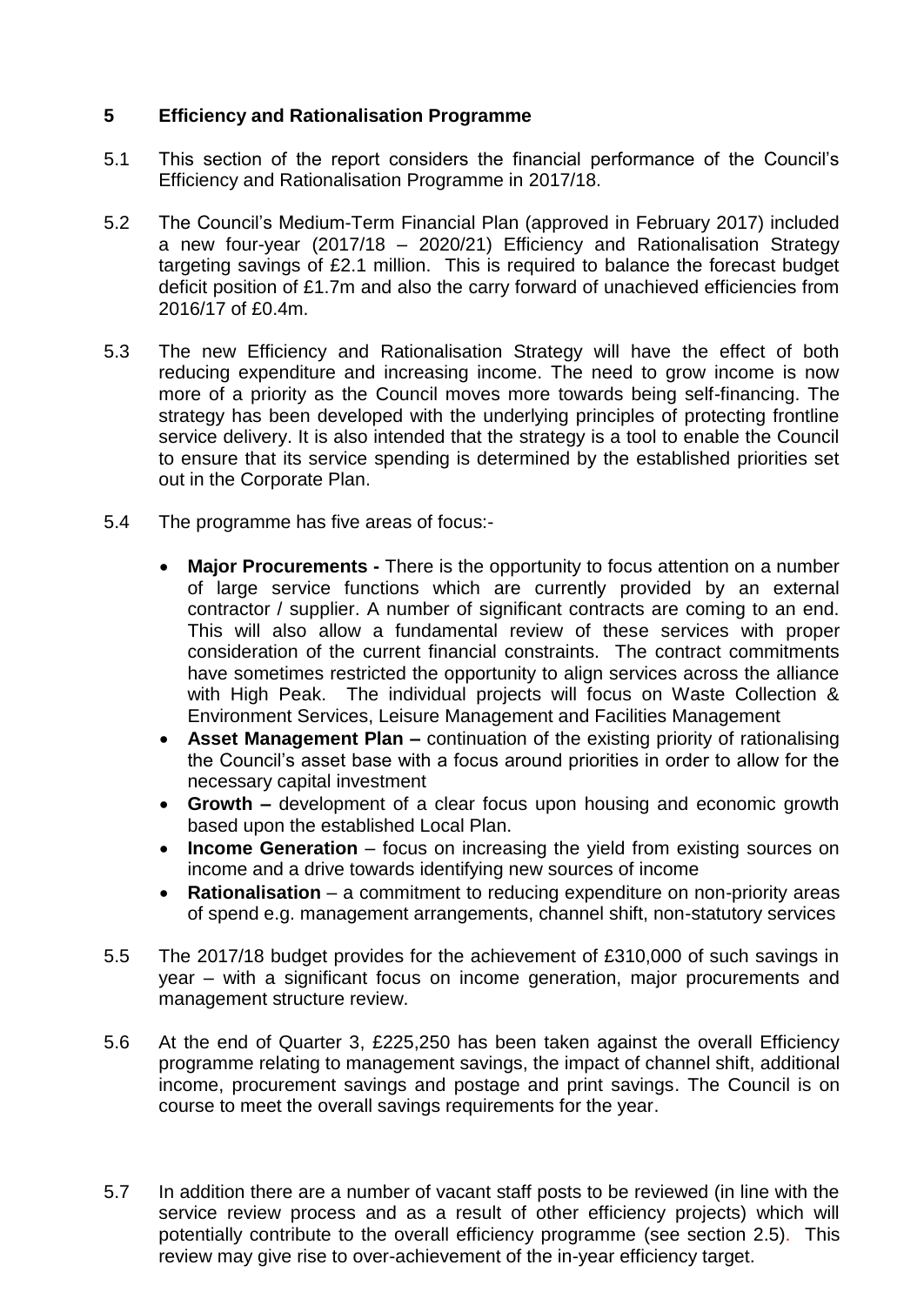## 5 Efficiency and Rationalisation Programme

5.1 This section of the report considers the financial performance of the Council's Efficiency and Rationalisation Programme in 2017/18.

5.2 The Council's Medium-Term Financial Plan (approved in February 2017) included a new four-year (2017/18 – 2020/21) Efficiency and Rationalisation Strategy targeting savings of £2.1 million. This is required to balance the forecast budget deficit position of £1.7m and also the carry forward of unachieved efficiencies from 2016/17 of £0.4m.

5.3 The new Efficiency and Rationalisation Strategy will have the effect of both reducing expenditure and increasing income. The need to grow income is now more of a priority as the Council moves more towards being self-financing. The strategy has been developed with the underlying principles of protecting frontline service delivery. It is also intended that the strategy is a tool to enable the Council to ensure that its service spending is determined by the established priorities set out in the Corporate Plan.

5.4 The programme has five areas of focus:-

- **Major Procurements -** There is the opportunity to focus attention on a number of large service functions which are currently provided by an external contractor / supplier. A number of significant contracts are coming to an end. This will also allow a fundamental review of these services with proper consideration of the current financial constraints. The contract commitments have sometimes restricted the opportunity to align services across the alliance with High Peak. The individual projects will focus on Waste Collection & Environment Services, Leisure Management and Facilities Management
- **Asset Management Plan –** continuation of the existing priority of rationalising the Council's asset base with a focus around priorities in order to allow for the necessary capital investment
- **Growth –** development of a clear focus upon housing and economic growth based upon the established Local Plan.
- **Income Generation** – focus on increasing the yield from existing sources on income and a drive towards identifying new sources of income
- **Rationalisation** – a commitment to reducing expenditure on non-priority areas of spend e.g. management arrangements, channel shift, non-statutory services

5.5 The 2017/18 budget provides for the achievement of £310,000 of such savings in year – with a significant focus on income generation, major procurements and management structure review.

5.6 At the end of Quarter 3, £225,250 has been taken against the overall Efficiency programme relating to management savings, the impact of channel shift, additional income, procurement savings and postage and print savings. The Council is on course to meet the overall savings requirements for the year.

5.7 In addition there are a number of vacant staff posts to be reviewed (in line with the service review process and as a result of other efficiency projects) which will potentially contribute to the overall efficiency programme (see section 2.5). This review may give rise to over-achievement of the in-year efficiency target.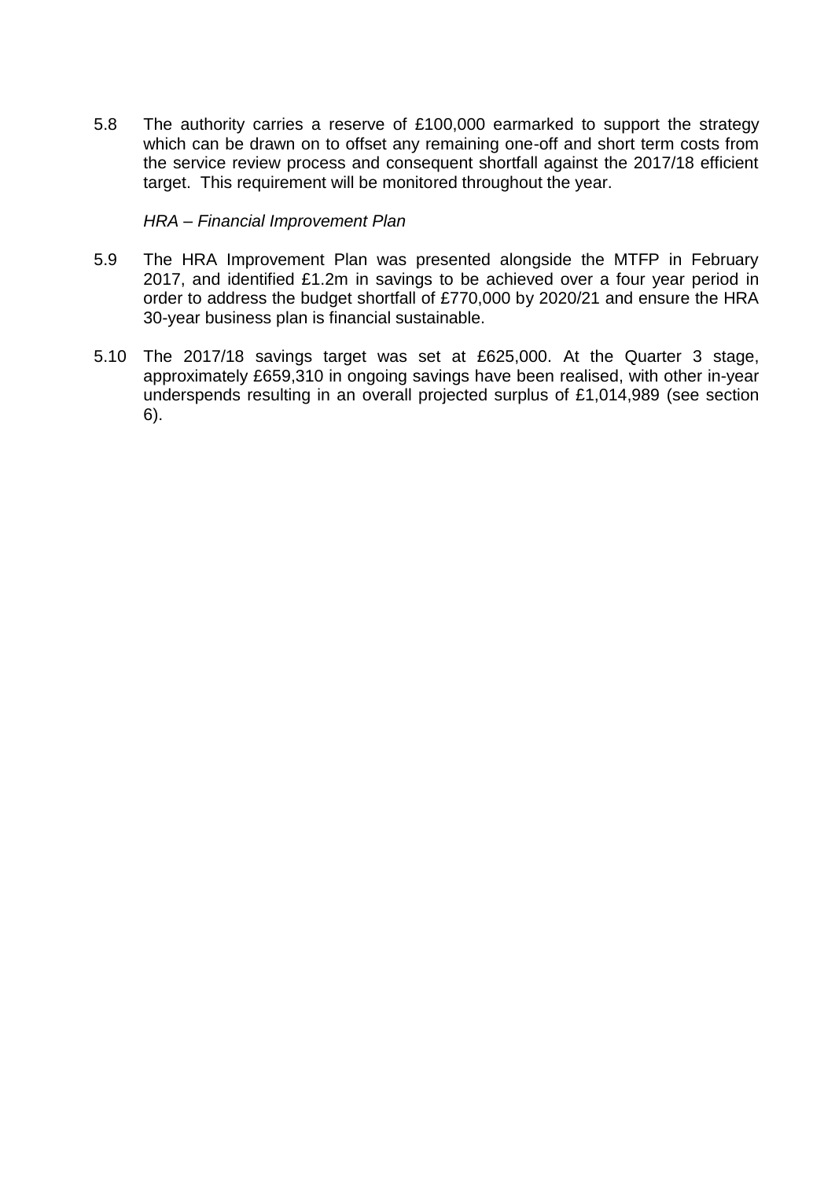5.8 The authority carries a reserve of £100,000 earmarked to support the strategy which can be drawn on to offset any remaining one-off and short term costs from the service review process and consequent shortfall against the 2017/18 efficient target. This requirement will be monitored throughout the year.

*HRA – Financial Improvement Plan*

5.9 The HRA Improvement Plan was presented alongside the MTFP in February 2017, and identified £1.2m in savings to be achieved over a four year period in order to address the budget shortfall of £770,000 by 2020/21 and ensure the HRA 30-year business plan is financial sustainable.

5.10 The 2017/18 savings target was set at £625,000. At the Quarter 3 stage, approximately £659,310 in ongoing savings have been realised, with other in-year underspends resulting in an overall projected surplus of £1,014,989 (see section 6).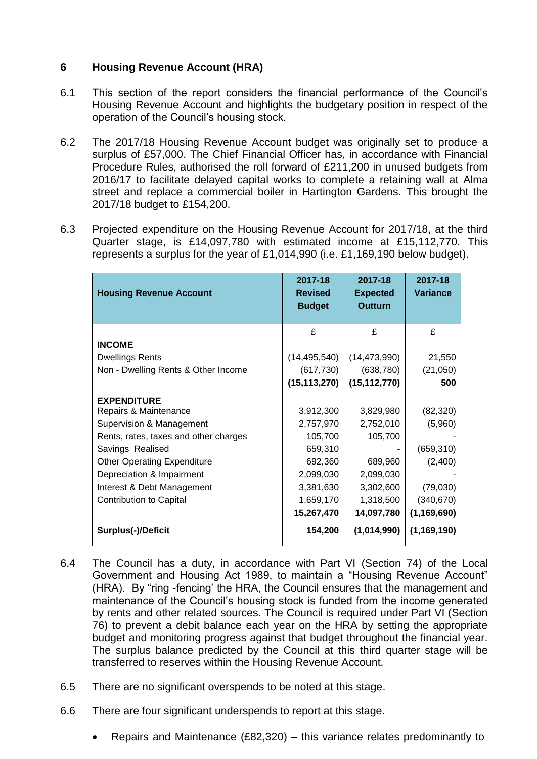## 6 Housing Revenue Account (HRA)

6.1 This section of the report considers the financial performance of the Council's Housing Revenue Account and highlights the budgetary position in respect of the operation of the Council's housing stock.

6.2 The 2017/18 Housing Revenue Account budget was originally set to produce a surplus of £57,000. The Chief Financial Officer has, in accordance with Financial Procedure Rules, authorised the roll forward of £211,200 in unused budgets from 2016/17 to facilitate delayed capital works to complete a retaining wall at Alma street and replace a commercial boiler in Hartington Gardens. This brought the 2017/18 budget to £154,200.

6.3 Projected expenditure on the Housing Revenue Account for 2017/18, at the third Quarter stage, is £14,097,780 with estimated income at £15,112,770. This represents a surplus for the year of £1,014,990 (i.e. £1,169,190 below budget).

| Housing Revenue Account | 2017-18 Revised Budget | 2017-18 Expected Outturn | 2017-18 Variance |
|---|---|---|---|
| | £ | £ | £ |
| **INCOME** | | | |
| Dwellings Rents | (14,495,540) | (14,473,990) | 21,550 |
| Non - Dwelling Rents & Other Income | (617,730) | (638,780) | (21,050) |
| | **(15,113,270)** | **(15,112,770)** | **500** |
| **EXPENDITURE** | | | |
| Repairs & Maintenance | 3,912,300 | 3,829,980 | (82,320) |
| Supervision & Management | 2,757,970 | 2,752,010 | (5,960) |
| Rents, rates, taxes and other charges | 105,700 | 105,700 | - |
| Savings Realised | 659,310 | - | (659,310) |
| Other Operating Expenditure | 692,360 | 689,960 | (2,400) |
| Depreciation & Impairment | 2,099,030 | 2,099,030 | - |
| Interest & Debt Management | 3,381,630 | 3,302,600 | (79,030) |
| Contribution to Capital | 1,659,170 | 1,318,500 | (340,670) |
| | **15,267,470** | **14,097,780** | **(1,169,690)** |
| **Surplus(-)/Deficit** | **154,200** | **(1,014,990)** | **(1,169,190)** |

6.4 The Council has a duty, in accordance with Part VI (Section 74) of the Local Government and Housing Act 1989, to maintain a "Housing Revenue Account" (HRA). By "ring -fencing' the HRA, the Council ensures that the management and maintenance of the Council's housing stock is funded from the income generated by rents and other related sources. The Council is required under Part VI (Section 76) to prevent a debit balance each year on the HRA by setting the appropriate budget and monitoring progress against that budget throughout the financial year. The surplus balance predicted by the Council at this third quarter stage will be transferred to reserves within the Housing Revenue Account.

6.5 There are no significant overspends to be noted at this stage.

6.6 There are four significant underspends to report at this stage.

- Repairs and Maintenance (£82,320) – this variance relates predominantly to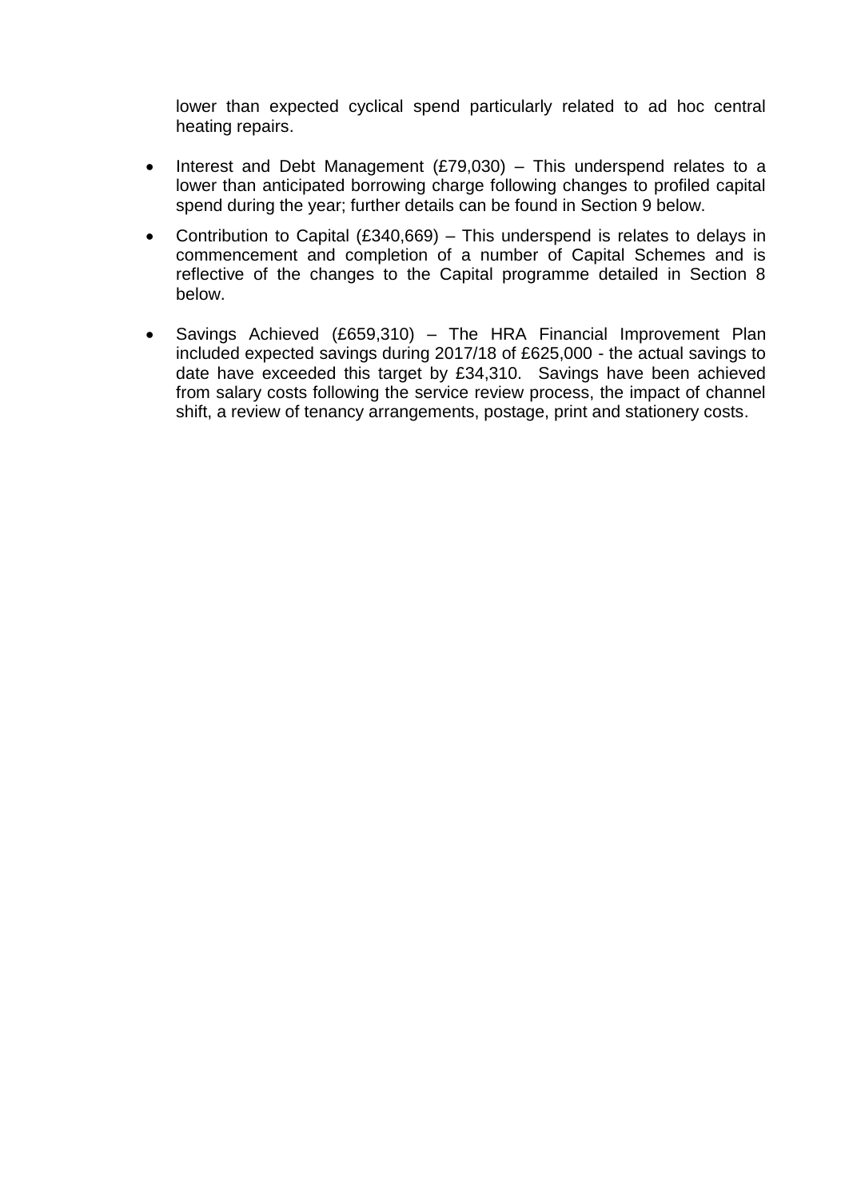lower than expected cyclical spend particularly related to ad hoc central heating repairs.

- Interest and Debt Management (£79,030) – This underspend relates to a lower than anticipated borrowing charge following changes to profiled capital spend during the year; further details can be found in Section 9 below.
- Contribution to Capital (£340,669) – This underspend is relates to delays in commencement and completion of a number of Capital Schemes and is reflective of the changes to the Capital programme detailed in Section 8 below.
- Savings Achieved (£659,310) – The HRA Financial Improvement Plan included expected savings during 2017/18 of £625,000 - the actual savings to date have exceeded this target by £34,310. Savings have been achieved from salary costs following the service review process, the impact of channel shift, a review of tenancy arrangements, postage, print and stationery costs.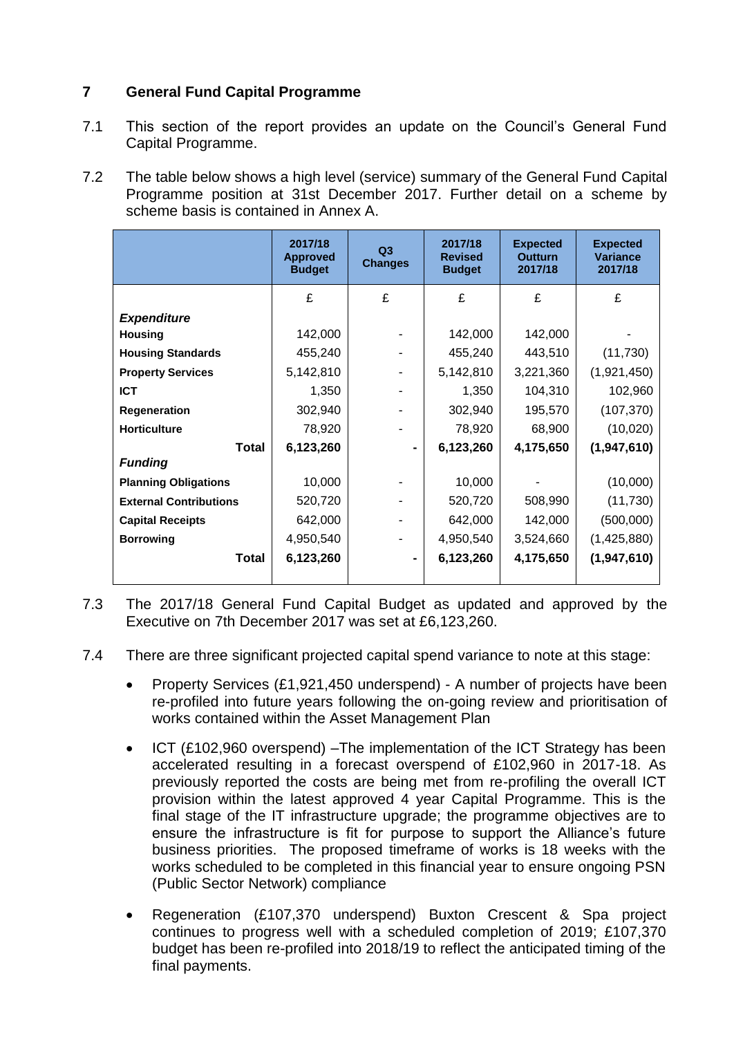## 7 General Fund Capital Programme

7.1 This section of the report provides an update on the Council's General Fund Capital Programme.

7.2 The table below shows a high level (service) summary of the General Fund Capital Programme position at 31st December 2017. Further detail on a scheme by scheme basis is contained in Annex A.

| | 2017/18 Approved Budget | Q3 Changes | 2017/18 Revised Budget | Expected Outturn 2017/18 | Expected Variance 2017/18 |
|---|---|---|---|---|---|
| | £ | £ | £ | £ | £ |
| ***Expenditure*** | | | | | |
| **Housing** | 142,000 | - | 142,000 | 142,000 | - |
| **Housing Standards** | 455,240 | - | 455,240 | 443,510 | (11,730) |
| **Property Services** | 5,142,810 | - | 5,142,810 | 3,221,360 | (1,921,450) |
| **ICT** | 1,350 | - | 1,350 | 104,310 | 102,960 |
| **Regeneration** | 302,940 | - | 302,940 | 195,570 | (107,370) |
| **Horticulture** | 78,920 | - | 78,920 | 68,900 | (10,020) |
| **Total** | **6,123,260** | **-** | **6,123,260** | **4,175,650** | **(1,947,610)** |
| ***Funding*** | | | | | |
| **Planning Obligations** | 10,000 | - | 10,000 | - | (10,000) |
| **External Contributions** | 520,720 | - | 520,720 | 508,990 | (11,730) |
| **Capital Receipts** | 642,000 | - | 642,000 | 142,000 | (500,000) |
| **Borrowing** | 4,950,540 | - | 4,950,540 | 3,524,660 | (1,425,880) |
| **Total** | **6,123,260** | **-** | **6,123,260** | **4,175,650** | **(1,947,610)** |

7.3 The 2017/18 General Fund Capital Budget as updated and approved by the Executive on 7th December 2017 was set at £6,123,260.

7.4 There are three significant projected capital spend variance to note at this stage:

- Property Services (£1,921,450 underspend) - A number of projects have been re-profiled into future years following the on-going review and prioritisation of works contained within the Asset Management Plan
- ICT (£102,960 overspend) –The implementation of the ICT Strategy has been accelerated resulting in a forecast overspend of £102,960 in 2017-18. As previously reported the costs are being met from re-profiling the overall ICT provision within the latest approved 4 year Capital Programme. This is the final stage of the IT infrastructure upgrade; the programme objectives are to ensure the infrastructure is fit for purpose to support the Alliance's future business priorities. The proposed timeframe of works is 18 weeks with the works scheduled to be completed in this financial year to ensure ongoing PSN (Public Sector Network) compliance
- Regeneration (£107,370 underspend) Buxton Crescent & Spa project continues to progress well with a scheduled completion of 2019; £107,370 budget has been re-profiled into 2018/19 to reflect the anticipated timing of the final payments.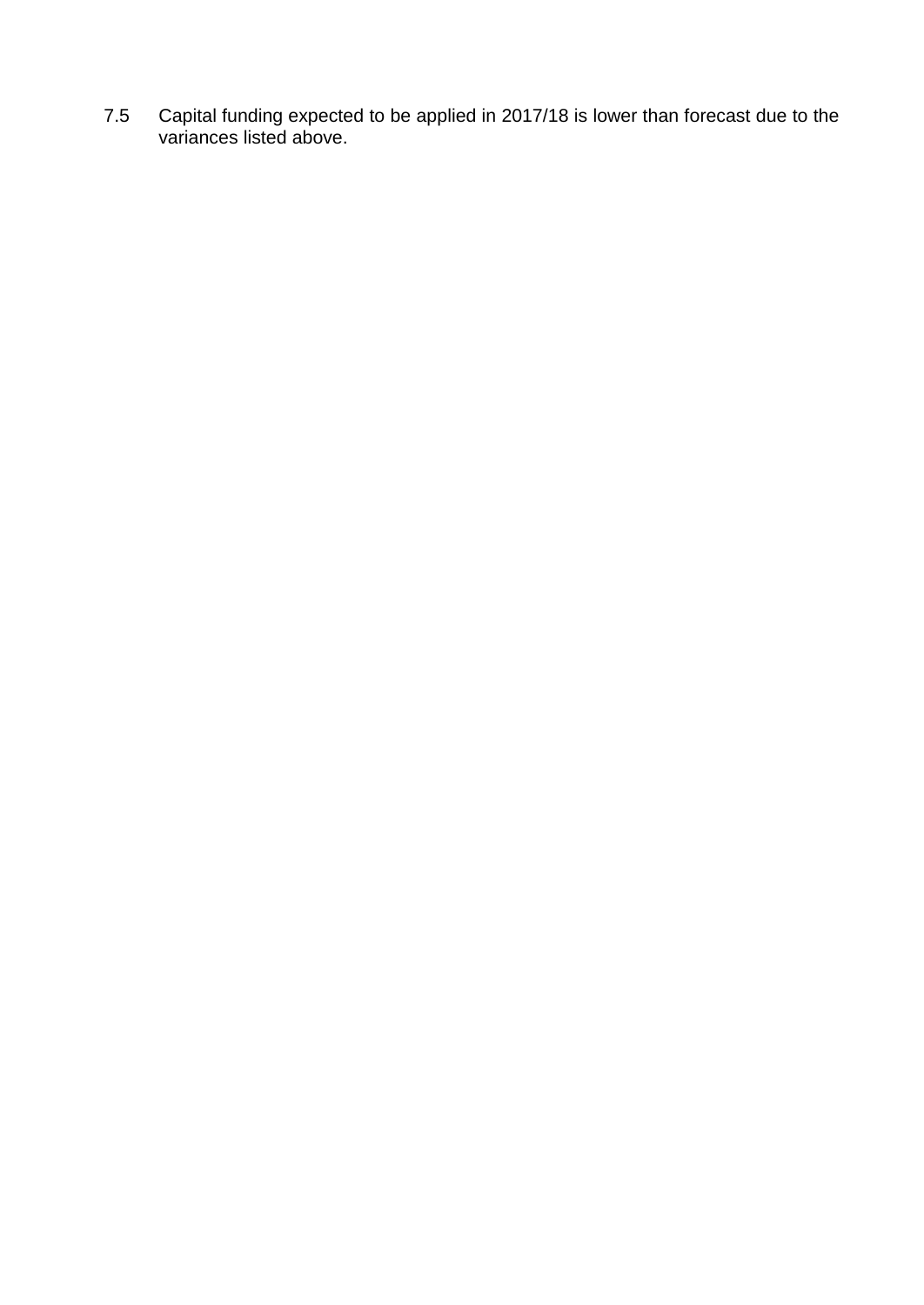7.5 Capital funding expected to be applied in 2017/18 is lower than forecast due to the variances listed above.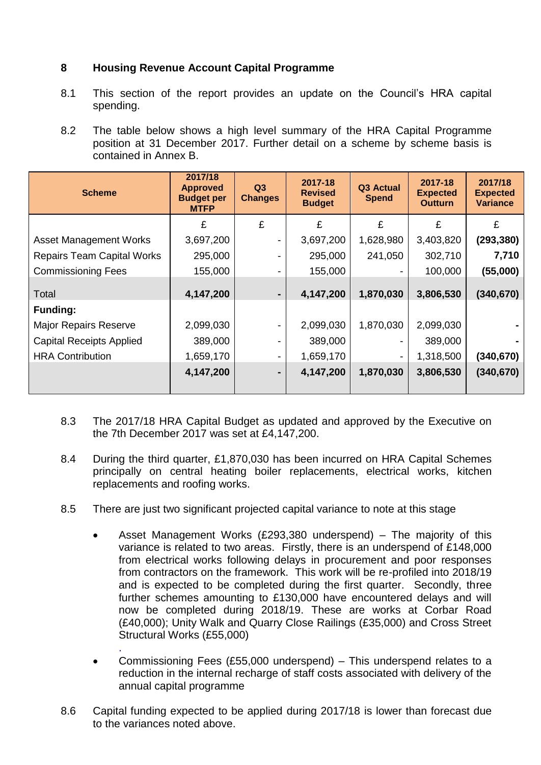## 8 Housing Revenue Account Capital Programme

8.1 This section of the report provides an update on the Council's HRA capital spending.

8.2 The table below shows a high level summary of the HRA Capital Programme position at 31 December 2017. Further detail on a scheme by scheme basis is contained in Annex B.

| Scheme | 2017/18 Approved Budget per MTFP | Q3 Changes | 2017-18 Revised Budget | Q3 Actual Spend | 2017-18 Expected Outturn | 2017/18 Expected Variance |
|---|---|---|---|---|---|---|
| | £ | £ | £ | £ | £ | £ |
| Asset Management Works | 3,697,200 | - | 3,697,200 | 1,628,980 | 3,403,820 | **(293,380)** |
| Repairs Team Capital Works | 295,000 | - | 295,000 | 241,050 | 302,710 | **7,710** |
| Commissioning Fees | 155,000 | - | 155,000 | - | 100,000 | **(55,000)** |
| Total | **4,147,200** | **-** | **4,147,200** | **1,870,030** | **3,806,530** | **(340,670)** |
| **Funding:** | | | | | | |
| Major Repairs Reserve | 2,099,030 | - | 2,099,030 | 1,870,030 | 2,099,030 | **-** |
| Capital Receipts Applied | 389,000 | - | 389,000 | - | 389,000 | **-** |
| HRA Contribution | 1,659,170 | - | 1,659,170 | - | 1,318,500 | **(340,670)** |
| | **4,147,200** | **-** | **4,147,200** | **1,870,030** | **3,806,530** | **(340,670)** |

8.3 The 2017/18 HRA Capital Budget as updated and approved by the Executive on the 7th December 2017 was set at £4,147,200.

8.4 During the third quarter, £1,870,030 has been incurred on HRA Capital Schemes principally on central heating boiler replacements, electrical works, kitchen replacements and roofing works.

8.5 There are just two significant projected capital variance to note at this stage

- Asset Management Works (£293,380 underspend) – The majority of this variance is related to two areas. Firstly, there is an underspend of £148,000 from electrical works following delays in procurement and poor responses from contractors on the framework. This work will be re-profiled into 2018/19 and is expected to be completed during the first quarter. Secondly, three further schemes amounting to £130,000 have encountered delays and will now be completed during 2018/19. These are works at Corbar Road (£40,000); Unity Walk and Quarry Close Railings (£35,000) and Cross Street Structural Works (£55,000)
.
- Commissioning Fees (£55,000 underspend) – This underspend relates to a reduction in the internal recharge of staff costs associated with delivery of the annual capital programme

8.6 Capital funding expected to be applied during 2017/18 is lower than forecast due to the variances noted above.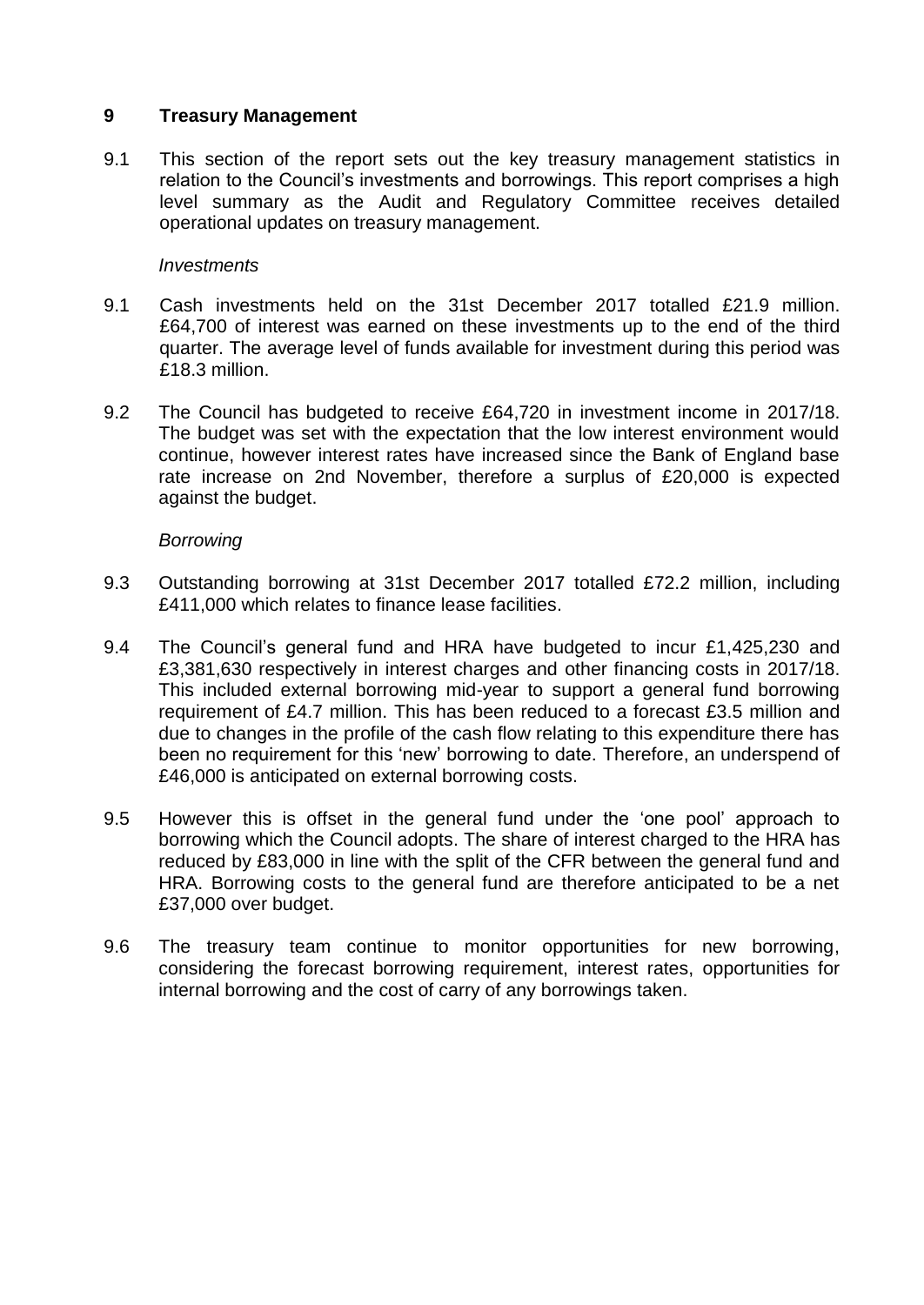## 9 Treasury Management

9.1 This section of the report sets out the key treasury management statistics in relation to the Council's investments and borrowings. This report comprises a high level summary as the Audit and Regulatory Committee receives detailed operational updates on treasury management.

*Investments*

9.1 Cash investments held on the 31st December 2017 totalled £21.9 million. £64,700 of interest was earned on these investments up to the end of the third quarter. The average level of funds available for investment during this period was £18.3 million.

9.2 The Council has budgeted to receive £64,720 in investment income in 2017/18. The budget was set with the expectation that the low interest environment would continue, however interest rates have increased since the Bank of England base rate increase on 2nd November, therefore a surplus of £20,000 is expected against the budget.

*Borrowing*

9.3 Outstanding borrowing at 31st December 2017 totalled £72.2 million, including £411,000 which relates to finance lease facilities.

9.4 The Council's general fund and HRA have budgeted to incur £1,425,230 and £3,381,630 respectively in interest charges and other financing costs in 2017/18. This included external borrowing mid-year to support a general fund borrowing requirement of £4.7 million. This has been reduced to a forecast £3.5 million and due to changes in the profile of the cash flow relating to this expenditure there has been no requirement for this 'new' borrowing to date. Therefore, an underspend of £46,000 is anticipated on external borrowing costs.

9.5 However this is offset in the general fund under the 'one pool' approach to borrowing which the Council adopts. The share of interest charged to the HRA has reduced by £83,000 in line with the split of the CFR between the general fund and HRA. Borrowing costs to the general fund are therefore anticipated to be a net £37,000 over budget.

9.6 The treasury team continue to monitor opportunities for new borrowing, considering the forecast borrowing requirement, interest rates, opportunities for internal borrowing and the cost of carry of any borrowings taken.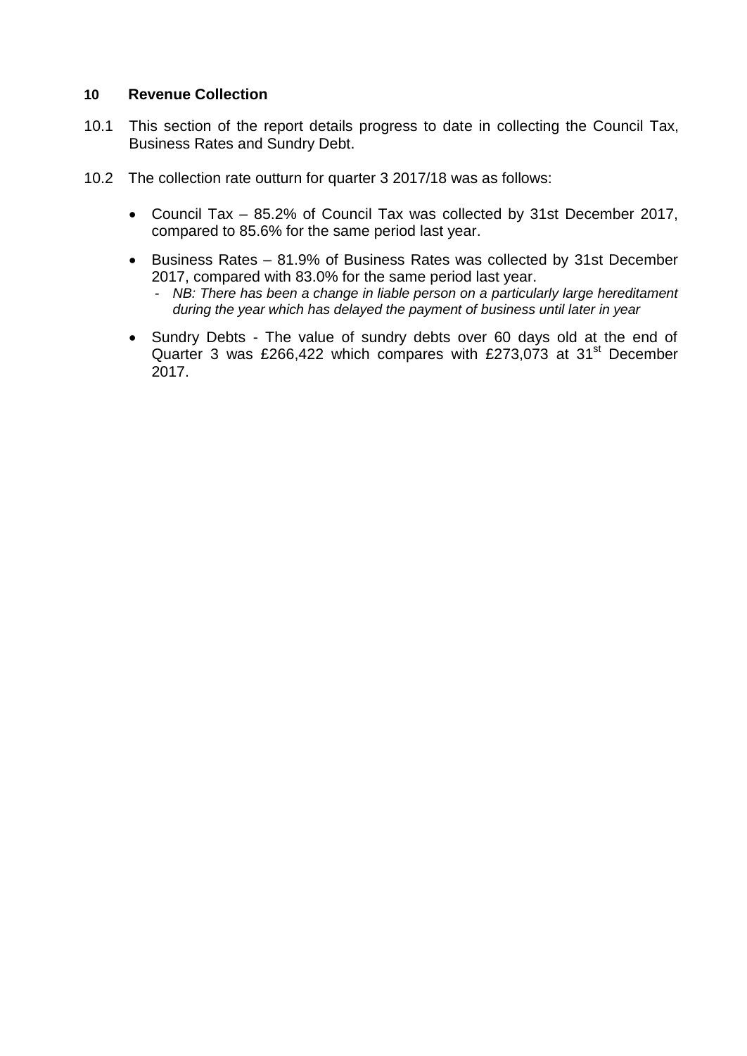## 10 Revenue Collection

10.1 This section of the report details progress to date in collecting the Council Tax, Business Rates and Sundry Debt.

10.2 The collection rate outturn for quarter 3 2017/18 was as follows:

- Council Tax – 85.2% of Council Tax was collected by 31st December 2017, compared to 85.6% for the same period last year.
- Business Rates – 81.9% of Business Rates was collected by 31st December 2017, compared with 83.0% for the same period last year.
  - *NB: There has been a change in liable person on a particularly large hereditament during the year which has delayed the payment of business until later in year*
- Sundry Debts - The value of sundry debts over 60 days old at the end of Quarter 3 was £266,422 which compares with £273,073 at 31st December 2017.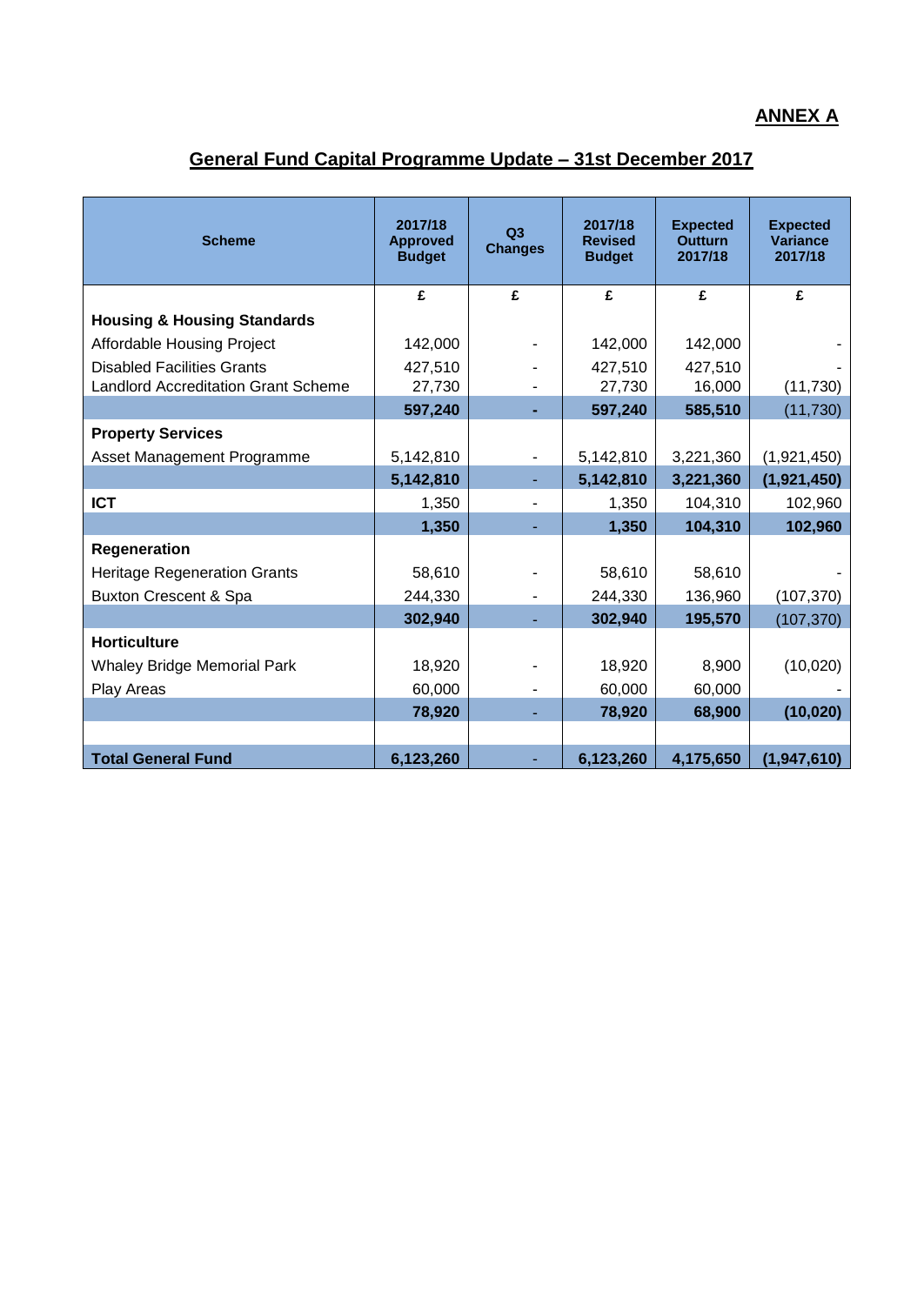**ANNEX A**

## General Fund Capital Programme Update – 31st December 2017

| Scheme | 2017/18 Approved Budget | Q3 Changes | 2017/18 Revised Budget | Expected Outturn 2017/18 | Expected Variance 2017/18 |
|---|---|---|---|---|---|
| | £ | £ | £ | £ | £ |
| **Housing & Housing Standards** | | | | | |
| Affordable Housing Project | 142,000 | - | 142,000 | 142,000 | - |
| Disabled Facilities Grants | 427,510 | - | 427,510 | 427,510 | - |
| Landlord Accreditation Grant Scheme | 27,730 | - | 27,730 | 16,000 | (11,730) |
| | **597,240** | - | **597,240** | **585,510** | (11,730) |
| **Property Services** | | | | | |
| Asset Management Programme | 5,142,810 | - | 5,142,810 | 3,221,360 | (1,921,450) |
| | **5,142,810** | - | **5,142,810** | **3,221,360** | **(1,921,450)** |
| **ICT** | 1,350 | - | 1,350 | 104,310 | 102,960 |
| | **1,350** | - | **1,350** | **104,310** | **102,960** |
| **Regeneration** | | | | | |
| Heritage Regeneration Grants | 58,610 | - | 58,610 | 58,610 | - |
| Buxton Crescent & Spa | 244,330 | - | 244,330 | 136,960 | (107,370) |
| | **302,940** | - | **302,940** | **195,570** | (107,370) |
| **Horticulture** | | | | | |
| Whaley Bridge Memorial Park | 18,920 | - | 18,920 | 8,900 | (10,020) |
| Play Areas | 60,000 | - | 60,000 | 60,000 | - |
| | **78,920** | - | **78,920** | **68,900** | **(10,020)** |
| | | | | | |
| **Total General Fund** | **6,123,260** | - | **6,123,260** | **4,175,650** | **(1,947,610)** |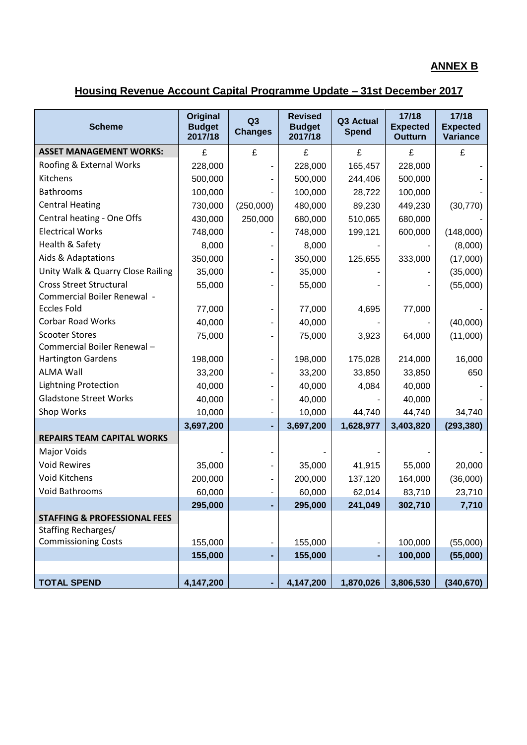**ANNEX B**

## Housing Revenue Account Capital Programme Update – 31st December 2017

| Scheme | Original Budget 2017/18 | Q3 Changes | Revised Budget 2017/18 | Q3 Actual Spend | 17/18 Expected Outturn | 17/18 Expected Variance |
|---|---|---|---|---|---|---|
| **ASSET MANAGEMENT WORKS:** | £ | £ | £ | £ | £ | £ |
| Roofing & External Works | 228,000 | - | 228,000 | 165,457 | 228,000 | - |
| Kitchens | 500,000 | - | 500,000 | 244,406 | 500,000 | - |
| Bathrooms | 100,000 | - | 100,000 | 28,722 | 100,000 | - |
| Central Heating | 730,000 | (250,000) | 480,000 | 89,230 | 449,230 | (30,770) |
| Central heating - One Offs | 430,000 | 250,000 | 680,000 | 510,065 | 680,000 | - |
| Electrical Works | 748,000 | - | 748,000 | 199,121 | 600,000 | (148,000) |
| Health & Safety | 8,000 | - | 8,000 | - | - | (8,000) |
| Aids & Adaptations | 350,000 | - | 350,000 | 125,655 | 333,000 | (17,000) |
| Unity Walk & Quarry Close Railing | 35,000 | - | 35,000 | - | - | (35,000) |
| Cross Street Structural | 55,000 | - | 55,000 | - | - | (55,000) |
| Commercial Boiler Renewal - Eccles Fold | 77,000 | - | 77,000 | 4,695 | 77,000 | - |
| Corbar Road Works | 40,000 | - | 40,000 | - | - | (40,000) |
| Scooter Stores | 75,000 | - | 75,000 | 3,923 | 64,000 | (11,000) |
| Commercial Boiler Renewal – Hartington Gardens | 198,000 | - | 198,000 | 175,028 | 214,000 | 16,000 |
| ALMA Wall | 33,200 | - | 33,200 | 33,850 | 33,850 | 650 |
| Lightning Protection | 40,000 | - | 40,000 | 4,084 | 40,000 | - |
| Gladstone Street Works | 40,000 | - | 40,000 | - | 40,000 | - |
| Shop Works | 10,000 | - | 10,000 | 44,740 | 44,740 | 34,740 |
| | **3,697,200** | **-** | **3,697,200** | **1,628,977** | **3,403,820** | **(293,380)** |
| **REPAIRS TEAM CAPITAL WORKS** | | | | | | |
| Major Voids | - | - | - | - | - | - |
| Void Rewires | 35,000 | - | 35,000 | 41,915 | 55,000 | 20,000 |
| Void Kitchens | 200,000 | - | 200,000 | 137,120 | 164,000 | (36,000) |
| Void Bathrooms | 60,000 | - | 60,000 | 62,014 | 83,710 | 23,710 |
| | **295,000** | **-** | **295,000** | **241,049** | **302,710** | **7,710** |
| **STAFFING & PROFESSIONAL FEES** | | | | | | |
| Staffing Recharges/ Commissioning Costs | 155,000 | - | 155,000 | - | 100,000 | (55,000) |
| | **155,000** | **-** | **155,000** | **-** | **100,000** | **(55,000)** |
| | | | | | | |
| **TOTAL SPEND** | **4,147,200** | **-** | **4,147,200** | **1,870,026** | **3,806,530** | **(340,670)** |